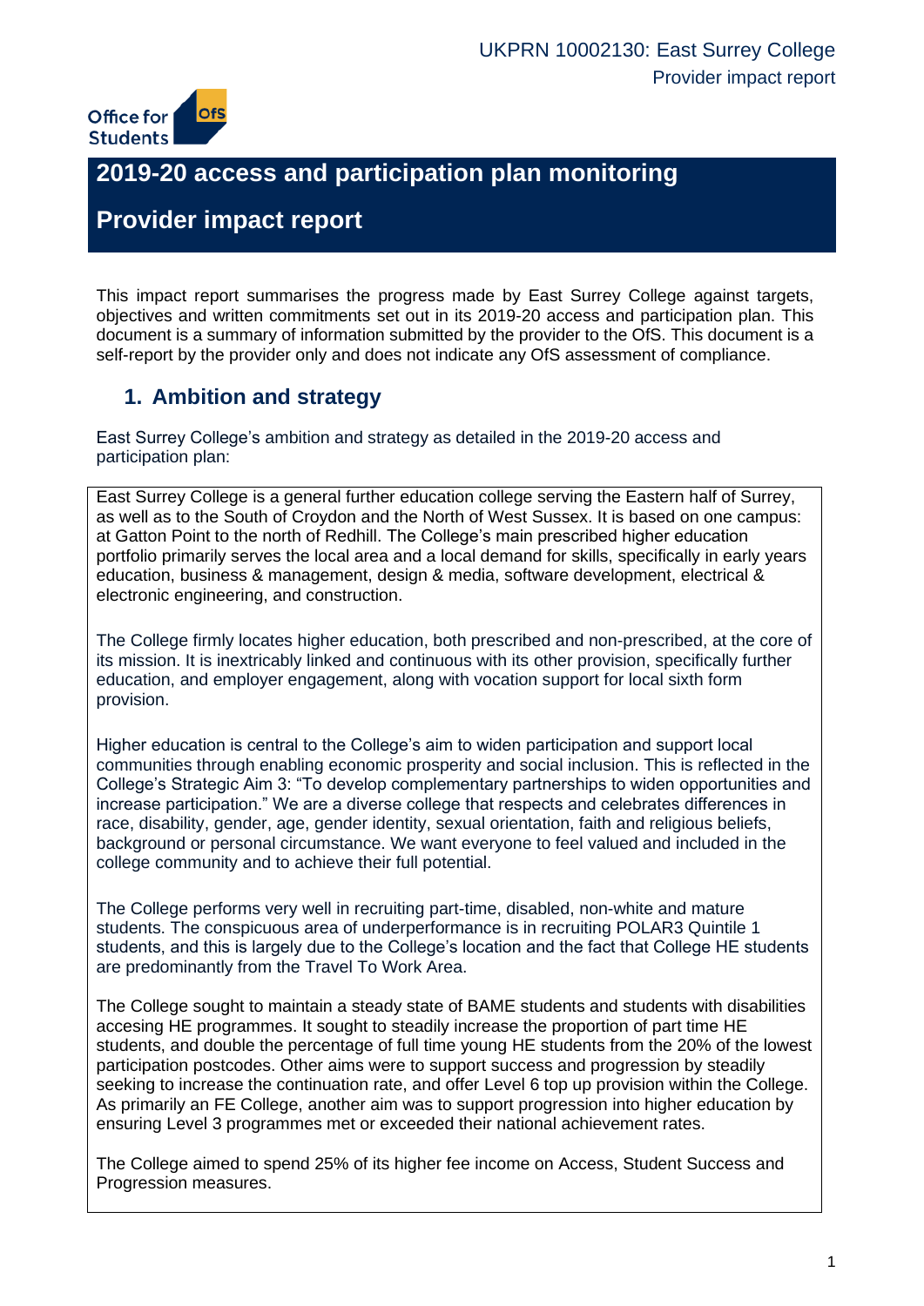# 2019-20 access and participation plan monitoring

# Provider impact report

This impact report summarises the progress made by East Surrey College against targets, objectives and written commitments set out in its 2019-20 access and participation plan. This document is a summary of information submitted by the provider to the OfS. This document is a self-report by the provider only and does not indicate any OfS assessment of compliance.

## 1. Ambition and strategy

East Surrey College's ambition and strategy as detailed in the 2019-20 access and participation plan:

East Surrey College is a general further education college serving the Eastern half of Surrey, as well as to the South of Croydon and the North of West Sussex. It is based on one campus: at Gatton Point to the north of Redhill. The College's main prescribed higher education portfolio primarily serves the local area and a local demand for skills, specifically in early years education, business & management, design & media, software development, electrical & electronic engineering, and construction.

The College firmly locates higher education, both prescribed and non-prescribed, at the core of its mission. It is inextricably linked and continuous with its other provision, specifically further education, and employer engagement, along with vocation support for local sixth form provision.

Higher education is central to the College's aim to widen participation and support local communities through enabling economic prosperity and social inclusion. This is reflected in the College's Strategic Aim 3: "To develop complementary partnerships to widen opportunities and increase participation." We are a diverse college that respects and celebrates differences in race, disability, gender, age, gender identity, sexual orientation, faith and religious beliefs, background or personal circumstance. We want everyone to feel valued and included in the college community and to achieve their full potential.

The College performs very well in recruiting part-time, disabled, non-white and mature students. The conspicuous area of underperformance is in recruiting POLAR3 Quintile 1 students, and this is largely due to the College's location and the fact that College HE students are predominantly from the Travel To Work Area.

The College sought to maintain a steady state of BAME students and students with disabilities accesing HE programmes. It sought to steadily increase the proportion of part time HE students, and double the percentage of full time young HE students from the 20% of the lowest participation postcodes. Other aims were to support success and progression by steadily seeking to increase the continuation rate, and offer Level 6 top up provision within the College. As primarily an FE College, another aim was to support progression into higher education by ensuring Level 3 programmes met or exceeded their national achievement rates.

The College aimed to spend 25% of its higher fee income on Access, Student Success and Progression measures.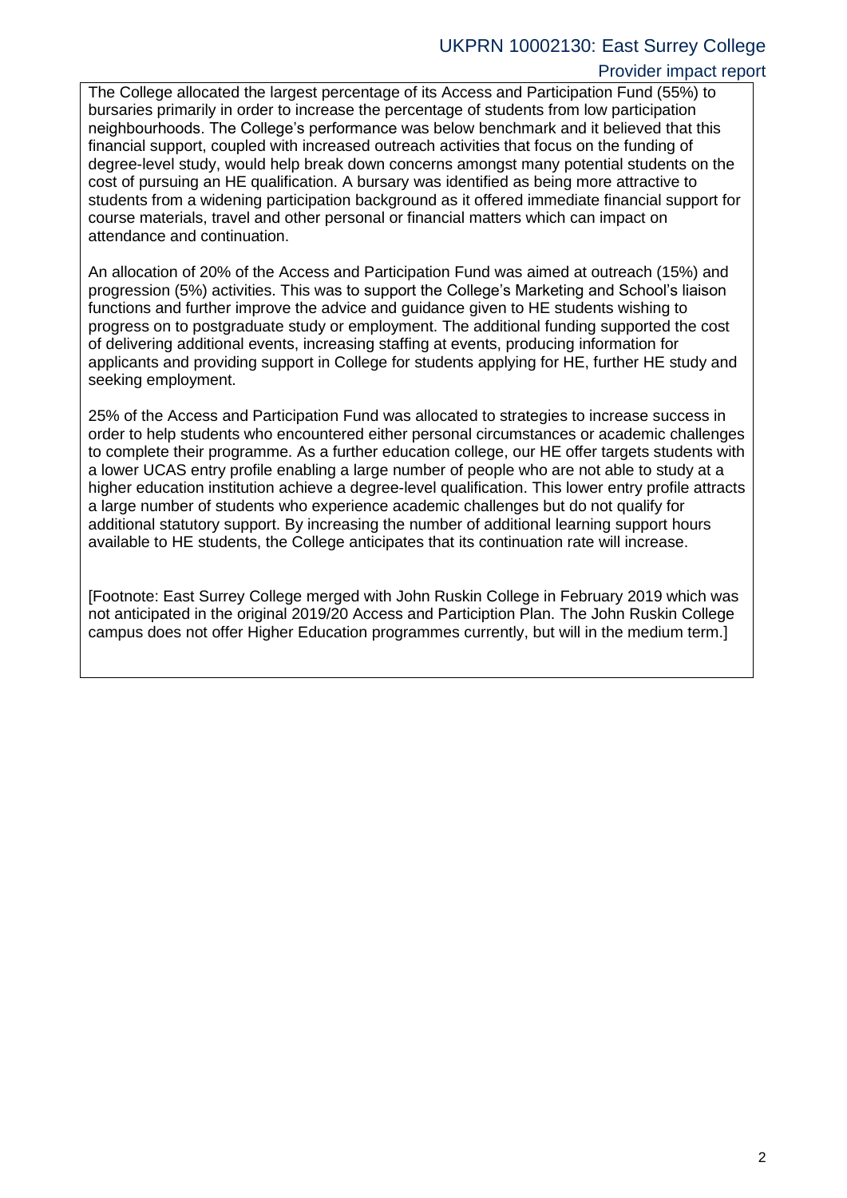The College allocated the largest percentage of its Access and Participation Fund (55%) to bursaries primarily in order to increase the percentage of students from low participation neighbourhoods. The College's performance was below benchmark and it believed that this financial support, coupled with increased outreach activities that focus on the funding of degree-level study, would help break down concerns amongst many potential students on the cost of pursuing an HE qualification. A bursary was identified as being more attractive to students from a widening participation background as it offered immediate financial support for course materials, travel and other personal or financial matters which can impact on attendance and continuation.

An allocation of 20% of the Access and Participation Fund was aimed at outreach (15%) and progression (5%) activities. This was to support the College's Marketing and School's liaison functions and further improve the advice and guidance given to HE students wishing to progress on to postgraduate study or employment. The additional funding supported the cost of delivering additional events, increasing staffing at events, producing information for applicants and providing support in College for students applying for HE, further HE study and seeking employment.

25% of the Access and Participation Fund was allocated to strategies to increase success in order to help students who encountered either personal circumstances or academic challenges to complete their programme. As a further education college, our HE offer targets students with a lower UCAS entry profile enabling a large number of people who are not able to study at a higher education institution achieve a degree-level qualification. This lower entry profile attracts a large number of students who experience academic challenges but do not qualify for additional statutory support. By increasing the number of additional learning support hours available to HE students, the College anticipates that its continuation rate will increase.

[Footnote: East Surrey College merged with John Ruskin College in February 2019 which was not anticipated in the original 2019/20 Access and Particiption Plan. The John Ruskin College campus does not offer Higher Education programmes currently, but will in the medium term.]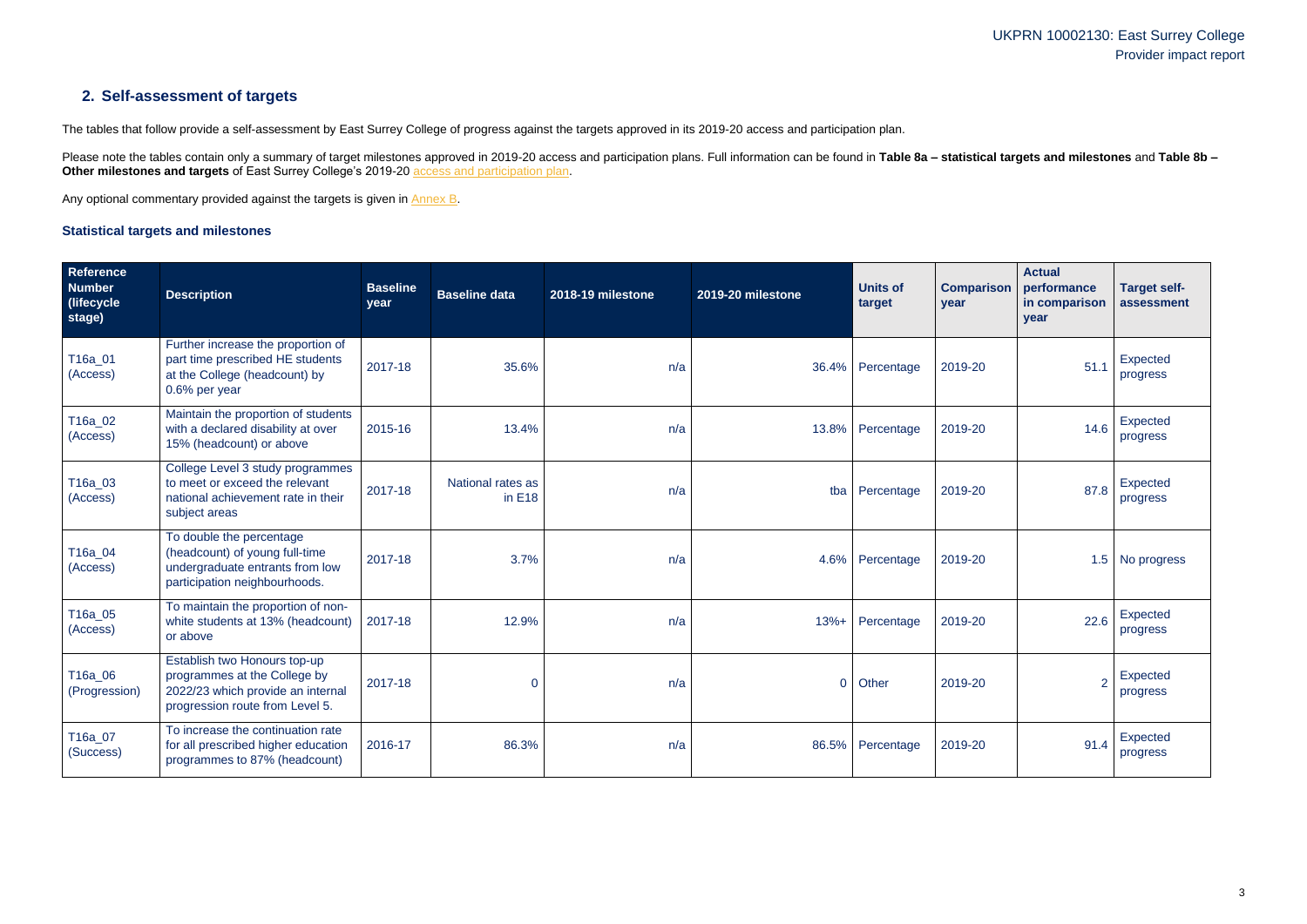## 2. Self-assessment of targets

The tables that follow provide a self-assessment by East Surrey College of progress against the targets approved in its 2019-20 access and participation plan.

Please note the tables contain only a summary of target milestones approved in 2019-20 access and participation plans. Full information can be found in **Table 8a – statistical targets and milestones** and **Table 8b – Other milestones and targets** of East Surrey College's 2019-20 access and participation plan.

Any optional commentary provided against the targets is given in Annex B.

### Statistical targets and milestones

| Reference Number (lifecycle stage) | Description | Baseline year | Baseline data | 2018-19 milestone | 2019-20 milestone | Units of target | Comparison year | Actual performance in comparison year | Target self-assessment |
|---|---|---|---|---|---|---|---|---|---|
| T16a_01 (Access) | Further increase the proportion of part time prescribed HE students at the College (headcount) by 0.6% per year | 2017-18 | 35.6% | n/a | 36.4% | Percentage | 2019-20 | 51.1 | Expected progress |
| T16a_02 (Access) | Maintain the proportion of students with a declared disability at over 15% (headcount) or above | 2015-16 | 13.4% | n/a | 13.8% | Percentage | 2019-20 | 14.6 | Expected progress |
| T16a_03 (Access) | College Level 3 study programmes to meet or exceed the relevant national achievement rate in their subject areas | 2017-18 | National rates as in E18 | n/a | tba | Percentage | 2019-20 | 87.8 | Expected progress |
| T16a_04 (Access) | To double the percentage (headcount) of young full-time undergraduate entrants from low participation neighbourhoods. | 2017-18 | 3.7% | n/a | 4.6% | Percentage | 2019-20 | 1.5 | No progress |
| T16a_05 (Access) | To maintain the proportion of non-white students at 13% (headcount) or above | 2017-18 | 12.9% | n/a | 13%+ | Percentage | 2019-20 | 22.6 | Expected progress |
| T16a_06 (Progression) | Establish two Honours top-up programmes at the College by 2022/23 which provide an internal progression route from Level 5. | 2017-18 | 0 | n/a | 0 | Other | 2019-20 | 2 | Expected progress |
| T16a_07 (Success) | To increase the continuation rate for all prescribed higher education programmes to 87% (headcount) | 2016-17 | 86.3% | n/a | 86.5% | Percentage | 2019-20 | 91.4 | Expected progress |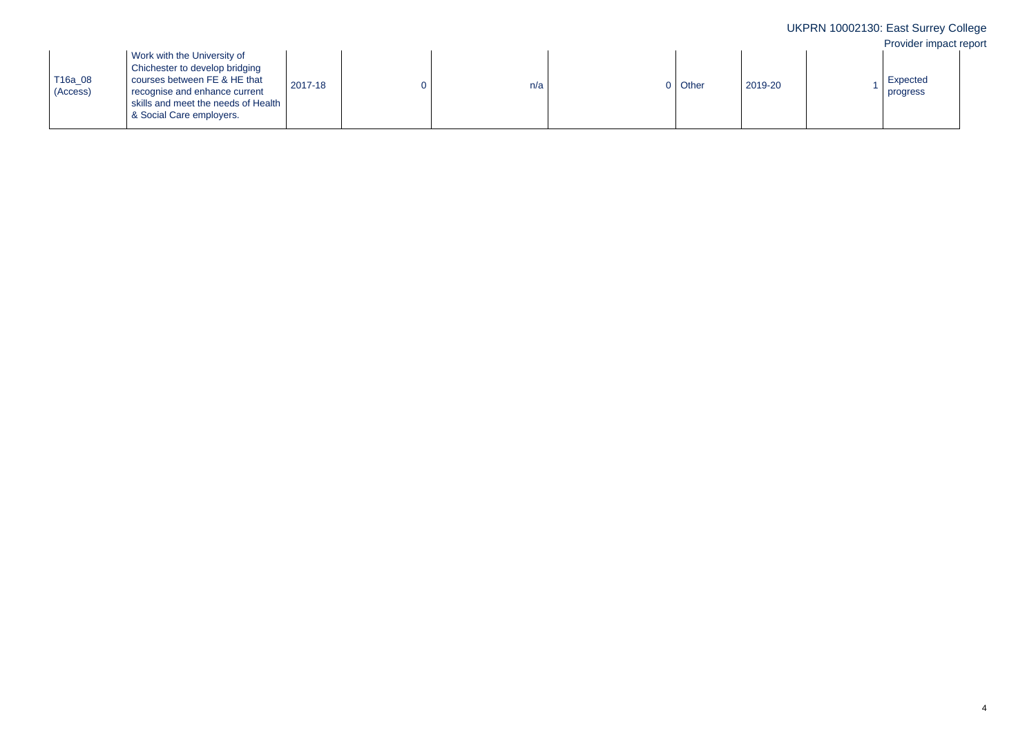| | | | | | | | | | |
|---|---|---|---|---|---|---|---|---|---|
| T16a_08 (Access) | Work with the University of Chichester to develop bridging courses between FE & HE that recognise and enhance current skills and meet the needs of Health & Social Care employers. | 2017-18 | 0 | n/a | 0 | Other | 2019-20 | 1 | Expected progress |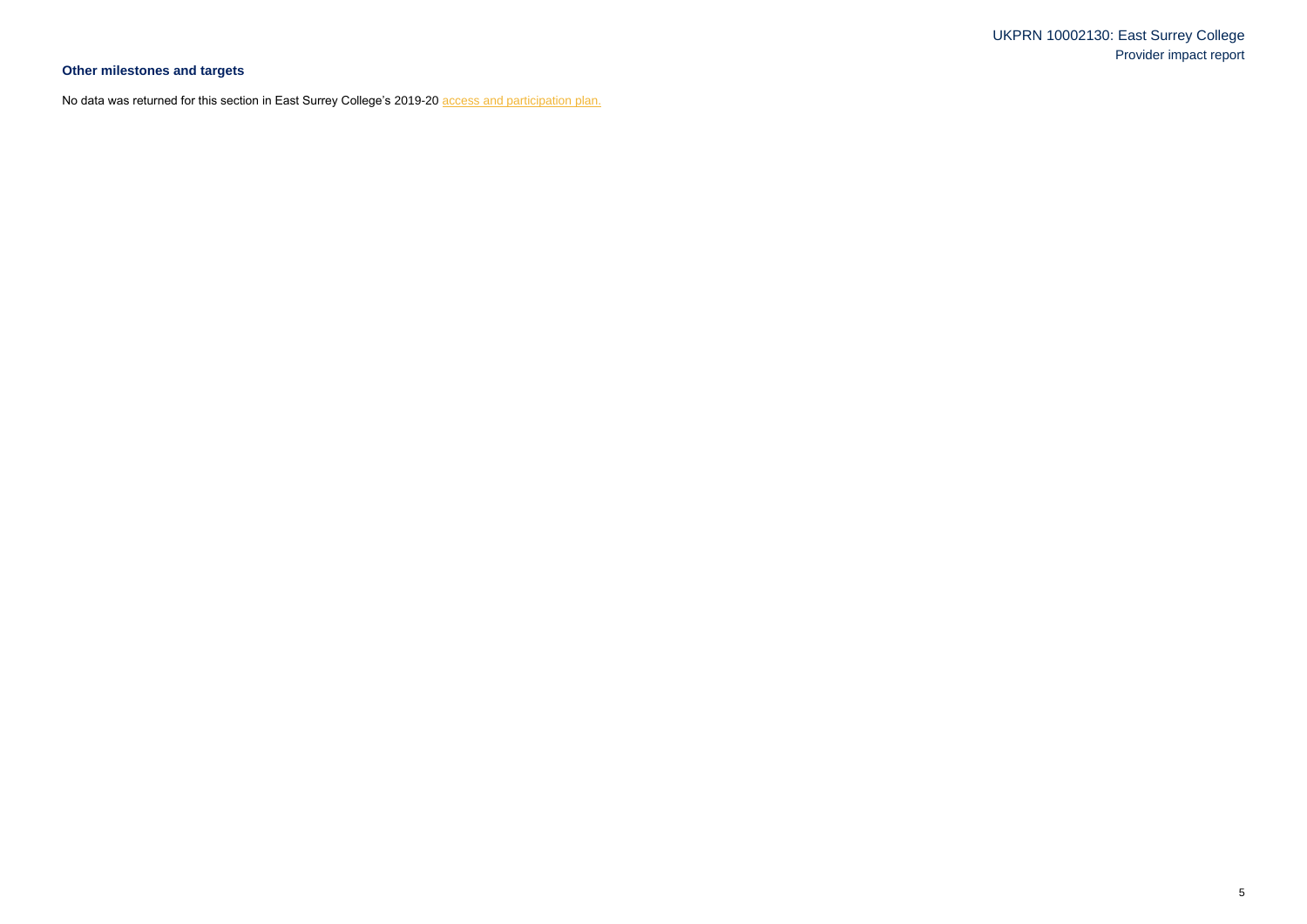### Other milestones and targets

No data was returned for this section in East Surrey College's 2019-20 [access and participation plan.]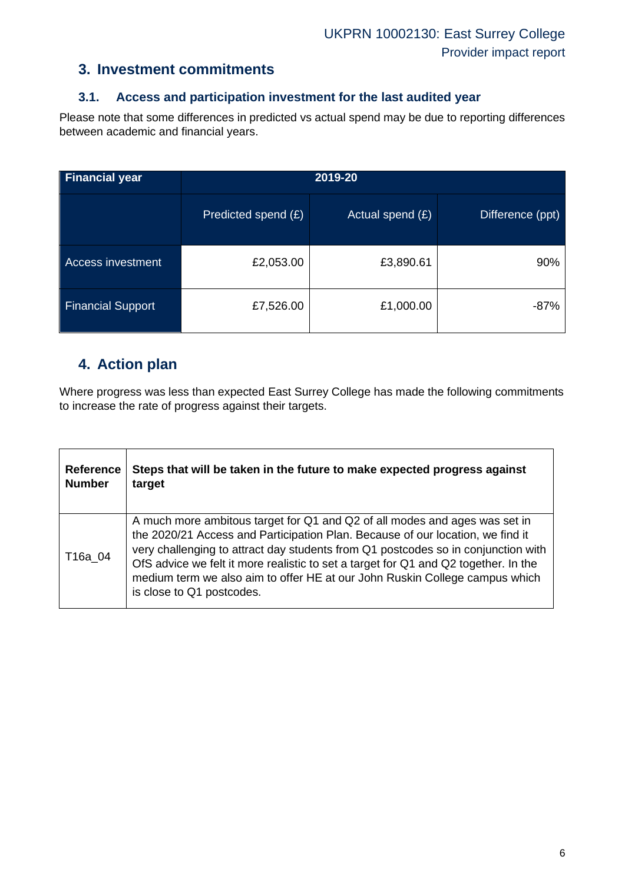## 3. Investment commitments

### 3.1. Access and participation investment for the last audited year

Please note that some differences in predicted vs actual spend may be due to reporting differences between academic and financial years.

| Financial year | 2019-20 | | |
|---|---|---|---|
| | Predicted spend (£) | Actual spend (£) | Difference (ppt) |
| Access investment | £2,053.00 | £3,890.61 | 90% |
| Financial Support | £7,526.00 | £1,000.00 | -87% |

## 4. Action plan

Where progress was less than expected East Surrey College has made the following commitments to increase the rate of progress against their targets.

| Reference Number | Steps that will be taken in the future to make expected progress against target |
|---|---|
| T16a_04 | A much more ambitous target for Q1 and Q2 of all modes and ages was set in the 2020/21 Access and Participation Plan. Because of our location, we find it very challenging to attract day students from Q1 postcodes so in conjunction with OfS advice we felt it more realistic to set a target for Q1 and Q2 together. In the medium term we also aim to offer HE at our John Ruskin College campus which is close to Q1 postcodes. |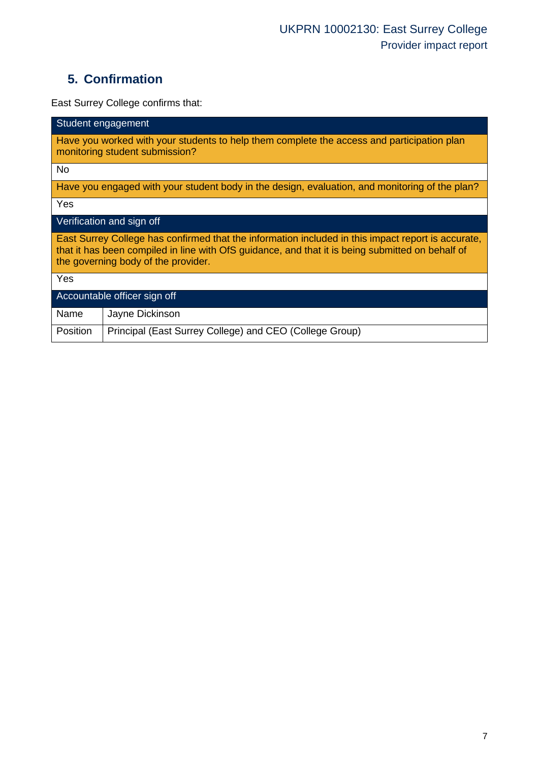## 5. Confirmation

East Surrey College confirms that:

| Student engagement | |
|---|---|
| Have you worked with your students to help them complete the access and participation plan monitoring student submission? | |
| No | |
| Have you engaged with your student body in the design, evaluation, and monitoring of the plan? | |
| Yes | |
| **Verification and sign off** | |
| East Surrey College has confirmed that the information included in this impact report is accurate, that it has been compiled in line with OfS guidance, and that it is being submitted on behalf of the governing body of the provider. | |
| Yes | |
| **Accountable officer sign off** | |
| Name | Jayne Dickinson |
| Position | Principal (East Surrey College) and CEO (College Group) |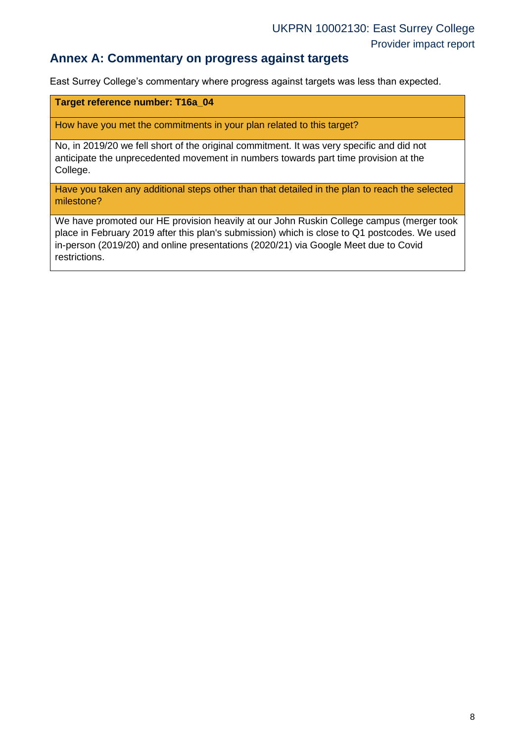## Annex A: Commentary on progress against targets

East Surrey College's commentary where progress against targets was less than expected.

| **Target reference number: T16a_04** |
|---|
| How have you met the commitments in your plan related to this target? |
| No, in 2019/20 we fell short of the original commitment. It was very specific and did not anticipate the unprecedented movement in numbers towards part time provision at the College. |
| Have you taken any additional steps other than that detailed in the plan to reach the selected milestone? |
| We have promoted our HE provision heavily at our John Ruskin College campus (merger took place in February 2019 after this plan's submission) which is close to Q1 postcodes. We used in-person (2019/20) and online presentations (2020/21) via Google Meet due to Covid restrictions. |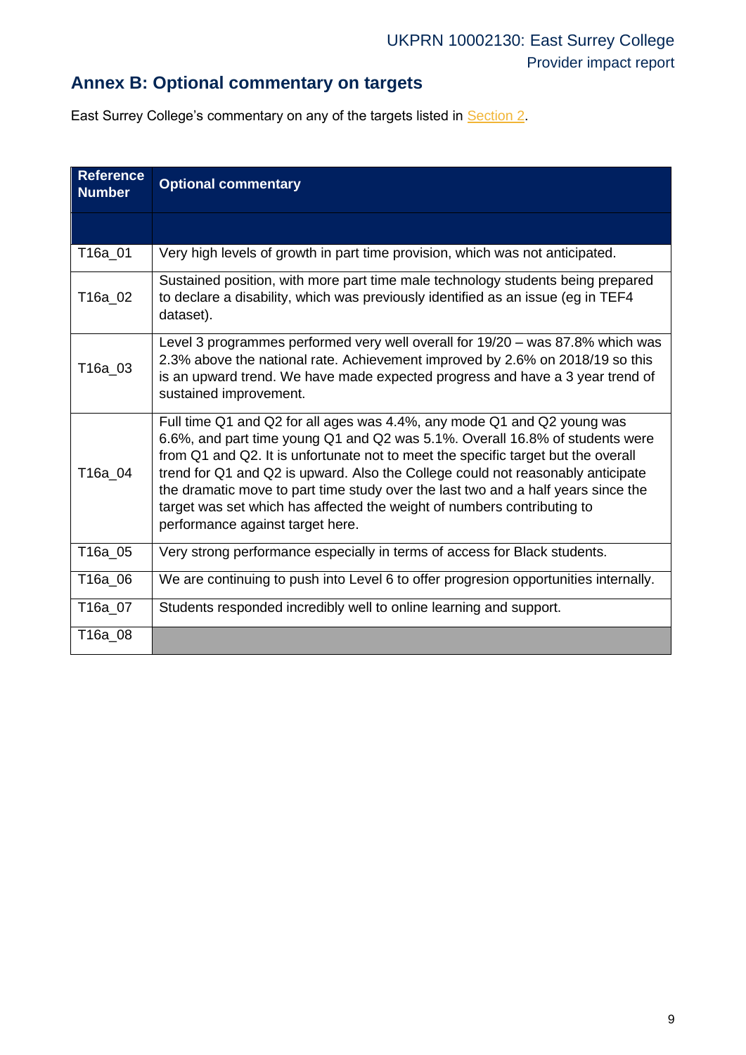## Annex B: Optional commentary on targets

East Surrey College's commentary on any of the targets listed in Section 2.

| Reference Number | Optional commentary |
|---|---|
| | |
| T16a_01 | Very high levels of growth in part time provision, which was not anticipated. |
| T16a_02 | Sustained position, with more part time male technology students being prepared to declare a disability, which was previously identified as an issue (eg in TEF4 dataset). |
| T16a_03 | Level 3 programmes performed very well overall for 19/20 – was 87.8% which was 2.3% above the national rate. Achievement improved by 2.6% on 2018/19 so this is an upward trend. We have made expected progress and have a 3 year trend of sustained improvement. |
| T16a_04 | Full time Q1 and Q2 for all ages was 4.4%, any mode Q1 and Q2 young was 6.6%, and part time young Q1 and Q2 was 5.1%. Overall 16.8% of students were from Q1 and Q2. It is unfortunate not to meet the specific target but the overall trend for Q1 and Q2 is upward. Also the College could not reasonably anticipate the dramatic move to part time study over the last two and a half years since the target was set which has affected the weight of numbers contributing to performance against target here. |
| T16a_05 | Very strong performance especially in terms of access for Black students. |
| T16a_06 | We are continuing to push into Level 6 to offer progression opportunities internally. |
| T16a_07 | Students responded incredibly well to online learning and support. |
| T16a_08 | |